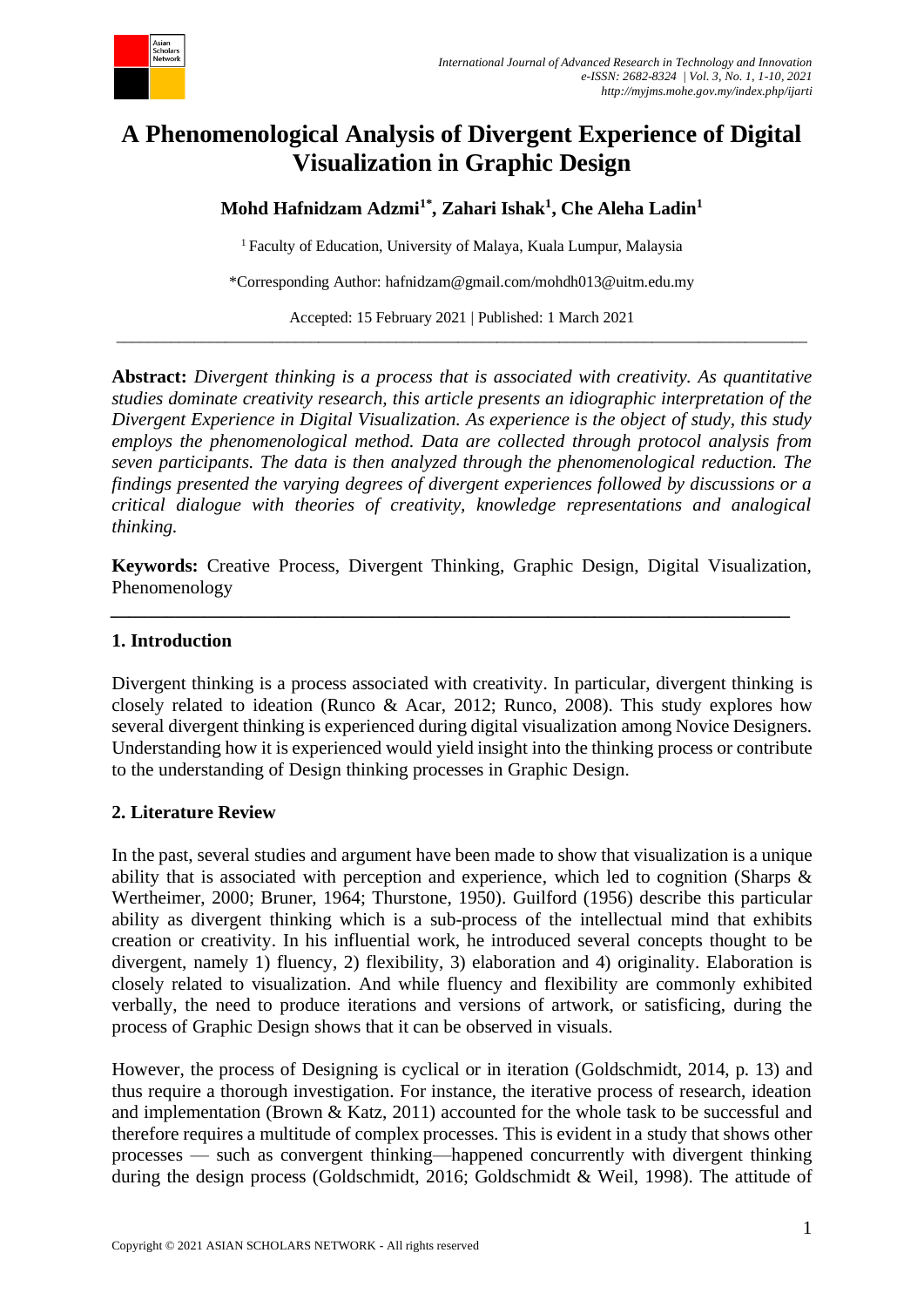# A Phenomenological Analysis of Divergent Experience of Digital Visualization in Graphic Design

**Mohd Hafnidzam Adzmi[1*], Zahari Ishak[1], Che Aleha Ladin[1]**

[1] Faculty of Education, University of Malaya, Kuala Lumpur, Malaysia

*Corresponding Author: hafnidzam@gmail.com/mohdh013@uitm.edu.my

Accepted: 15 February 2021 | Published: 1 March 2021

---

**Abstract:** *Divergent thinking is a process that is associated with creativity. As quantitative studies dominate creativity research, this article presents an idiographic interpretation of the Divergent Experience in Digital Visualization. As experience is the object of study, this study employs the phenomenological method. Data are collected through protocol analysis from seven participants. The data is then analyzed through the phenomenological reduction. The findings presented the varying degrees of divergent experiences followed by discussions or a critical dialogue with theories of creativity, knowledge representations and analogical thinking.*

**Keywords:** Creative Process, Divergent Thinking, Graphic Design, Digital Visualization, Phenomenology

---

## 1. Introduction

Divergent thinking is a process associated with creativity. In particular, divergent thinking is closely related to ideation (Runco & Acar, 2012; Runco, 2008). This study explores how several divergent thinking is experienced during digital visualization among Novice Designers. Understanding how it is experienced would yield insight into the thinking process or contribute to the understanding of Design thinking processes in Graphic Design.

## 2. Literature Review

In the past, several studies and argument have been made to show that visualization is a unique ability that is associated with perception and experience, which led to cognition (Sharps & Wertheimer, 2000; Bruner, 1964; Thurstone, 1950). Guilford (1956) describe this particular ability as divergent thinking which is a sub-process of the intellectual mind that exhibits creation or creativity. In his influential work, he introduced several concepts thought to be divergent, namely 1) fluency, 2) flexibility, 3) elaboration and 4) originality. Elaboration is closely related to visualization. And while fluency and flexibility are commonly exhibited verbally, the need to produce iterations and versions of artwork, or satisficing, during the process of Graphic Design shows that it can be observed in visuals.

However, the process of Designing is cyclical or in iteration (Goldschmidt, 2014, p. 13) and thus require a thorough investigation. For instance, the iterative process of research, ideation and implementation (Brown & Katz, 2011) accounted for the whole task to be successful and therefore requires a multitude of complex processes. This is evident in a study that shows other processes — such as convergent thinking—happened concurrently with divergent thinking during the design process (Goldschmidt, 2016; Goldschmidt & Weil, 1998). The attitude of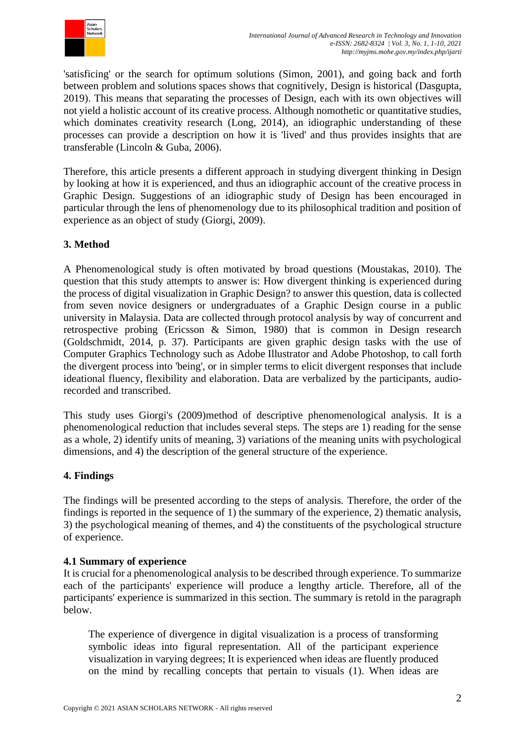'satisficing' or the search for optimum solutions (Simon, 2001), and going back and forth between problem and solutions spaces shows that cognitively, Design is historical (Dasgupta, 2019). This means that separating the processes of Design, each with its own objectives will not yield a holistic account of its creative process. Although nomothetic or quantitative studies, which dominates creativity research (Long, 2014), an idiographic understanding of these processes can provide a description on how it is 'lived' and thus provides insights that are transferable (Lincoln & Guba, 2006).

Therefore, this article presents a different approach in studying divergent thinking in Design by looking at how it is experienced, and thus an idiographic account of the creative process in Graphic Design. Suggestions of an idiographic study of Design has been encouraged in particular through the lens of phenomenology due to its philosophical tradition and position of experience as an object of study (Giorgi, 2009).

## 3. Method

A Phenomenological study is often motivated by broad questions (Moustakas, 2010). The question that this study attempts to answer is: How divergent thinking is experienced during the process of digital visualization in Graphic Design? to answer this question, data is collected from seven novice designers or undergraduates of a Graphic Design course in a public university in Malaysia. Data are collected through protocol analysis by way of concurrent and retrospective probing (Ericsson & Simon, 1980) that is common in Design research (Goldschmidt, 2014, p. 37). Participants are given graphic design tasks with the use of Computer Graphics Technology such as Adobe Illustrator and Adobe Photoshop, to call forth the divergent process into 'being', or in simpler terms to elicit divergent responses that include ideational fluency, flexibility and elaboration. Data are verbalized by the participants, audio-recorded and transcribed.

This study uses Giorgi's (2009)method of descriptive phenomenological analysis. It is a phenomenological reduction that includes several steps. The steps are 1) reading for the sense as a whole, 2) identify units of meaning, 3) variations of the meaning units with psychological dimensions, and 4) the description of the general structure of the experience.

## 4. Findings

The findings will be presented according to the steps of analysis. Therefore, the order of the findings is reported in the sequence of 1) the summary of the experience, 2) thematic analysis, 3) the psychological meaning of themes, and 4) the constituents of the psychological structure of experience.

### 4.1 Summary of experience

It is crucial for a phenomenological analysis to be described through experience. To summarize each of the participants' experience will produce a lengthy article. Therefore, all of the participants' experience is summarized in this section. The summary is retold in the paragraph below.

> The experience of divergence in digital visualization is a process of transforming symbolic ideas into figural representation. All of the participant experience visualization in varying degrees; It is experienced when ideas are fluently produced on the mind by recalling concepts that pertain to visuals (1). When ideas are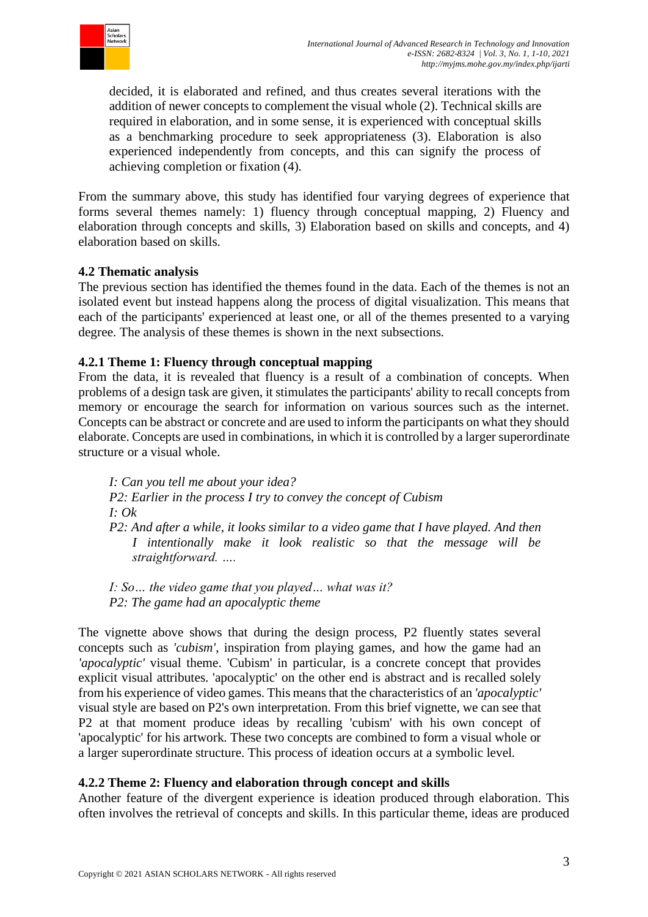decided, it is elaborated and refined, and thus creates several iterations with the addition of newer concepts to complement the visual whole (2). Technical skills are required in elaboration, and in some sense, it is experienced with conceptual skills as a benchmarking procedure to seek appropriateness (3). Elaboration is also experienced independently from concepts, and this can signify the process of achieving completion or fixation (4).

From the summary above, this study has identified four varying degrees of experience that forms several themes namely: 1) fluency through conceptual mapping, 2) Fluency and elaboration through concepts and skills, 3) Elaboration based on skills and concepts, and 4) elaboration based on skills.

### 4.2 Thematic analysis

The previous section has identified the themes found in the data. Each of the themes is not an isolated event but instead happens along the process of digital visualization. This means that each of the participants' experienced at least one, or all of the themes presented to a varying degree. The analysis of these themes is shown in the next subsections.

#### 4.2.1 Theme 1: Fluency through conceptual mapping

From the data, it is revealed that fluency is a result of a combination of concepts. When problems of a design task are given, it stimulates the participants' ability to recall concepts from memory or encourage the search for information on various sources such as the internet. Concepts can be abstract or concrete and are used to inform the participants on what they should elaborate. Concepts are used in combinations, in which it is controlled by a larger superordinate structure or a visual whole.

*I: Can you tell me about your idea?*
*P2: Earlier in the process I try to convey the concept of Cubism*
*I: Ok*
*P2: And after a while, it looks similar to a video game that I have played. And then I intentionally make it look realistic so that the message will be straightforward. ….*

*I: So… the video game that you played… what was it?*
*P2: The game had an apocalyptic theme*

The vignette above shows that during the design process, P2 fluently states several concepts such as *'cubism'*, inspiration from playing games, and how the game had an *'apocalyptic'* visual theme. 'Cubism' in particular, is a concrete concept that provides explicit visual attributes. 'apocalyptic' on the other end is abstract and is recalled solely from his experience of video games. This means that the characteristics of an *'apocalyptic'* visual style are based on P2's own interpretation. From this brief vignette, we can see that P2 at that moment produce ideas by recalling 'cubism' with his own concept of 'apocalyptic' for his artwork. These two concepts are combined to form a visual whole or a larger superordinate structure. This process of ideation occurs at a symbolic level.

#### 4.2.2 Theme 2: Fluency and elaboration through concept and skills

Another feature of the divergent experience is ideation produced through elaboration. This often involves the retrieval of concepts and skills. In this particular theme, ideas are produced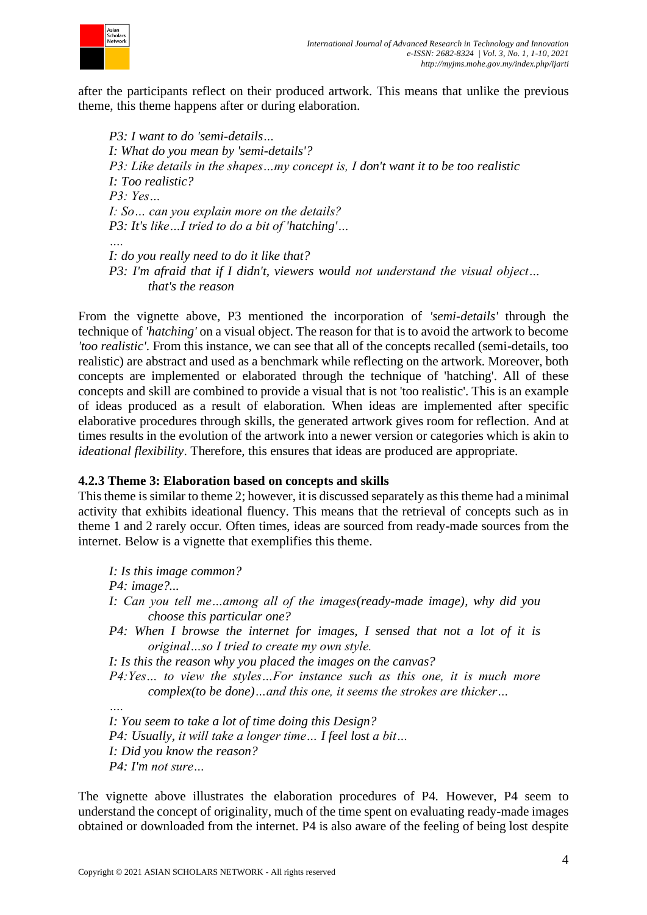after the participants reflect on their produced artwork. This means that unlike the previous theme, this theme happens after or during elaboration.

*P3: I want to do 'semi-details…*
*I: What do you mean by 'semi-details'?*
*P3: Like details in the shapes…my concept is, I don't want it to be too realistic*
*I: Too realistic?*
*P3: Yes…*
*I: So… can you explain more on the details?*
*P3: It's like…I tried to do a bit of 'hatching'…*
*….*
*I: do you really need to do it like that?*
*P3: I'm afraid that if I didn't, viewers would not understand the visual object… that's the reason*

From the vignette above, P3 mentioned the incorporation of *'semi-details'* through the technique of *'hatching'* on a visual object. The reason for that is to avoid the artwork to become *'too realistic'*. From this instance, we can see that all of the concepts recalled (semi-details, too realistic) are abstract and used as a benchmark while reflecting on the artwork. Moreover, both concepts are implemented or elaborated through the technique of 'hatching'. All of these concepts and skill are combined to provide a visual that is not 'too realistic'. This is an example of ideas produced as a result of elaboration. When ideas are implemented after specific elaborative procedures through skills, the generated artwork gives room for reflection. And at times results in the evolution of the artwork into a newer version or categories which is akin to *ideational flexibility*. Therefore, this ensures that ideas are produced are appropriate.

#### 4.2.3 Theme 3: Elaboration based on concepts and skills

This theme is similar to theme 2; however, it is discussed separately as this theme had a minimal activity that exhibits ideational fluency. This means that the retrieval of concepts such as in theme 1 and 2 rarely occur. Often times, ideas are sourced from ready-made sources from the internet. Below is a vignette that exemplifies this theme.

*I: Is this image common?*
*P4: image?...*
*I: Can you tell me…among all of the images(ready-made image), why did you choose this particular one?*
*P4: When I browse the internet for images, I sensed that not a lot of it is original…so I tried to create my own style.*
*I: Is this the reason why you placed the images on the canvas?*
*P4: Yes… to view the styles…For instance such as this one, it is much more complex(to be done)…and this one, it seems the strokes are thicker…*
*….*
*I: You seem to take a lot of time doing this Design?*
*P4: Usually, it will take a longer time… I feel lost a bit…*
*I: Did you know the reason?*
*P4: I'm not sure…*

The vignette above illustrates the elaboration procedures of P4. However, P4 seem to understand the concept of originality, much of the time spent on evaluating ready-made images obtained or downloaded from the internet. P4 is also aware of the feeling of being lost despite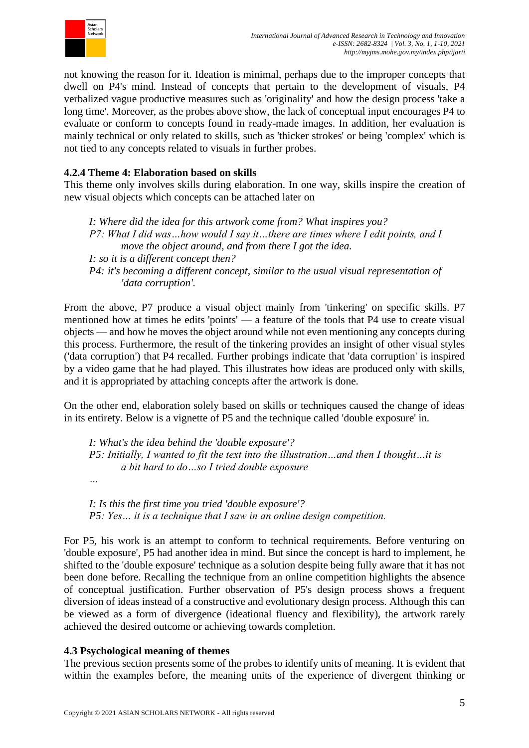not knowing the reason for it. Ideation is minimal, perhaps due to the improper concepts that dwell on P4's mind. Instead of concepts that pertain to the development of visuals, P4 verbalized vague productive measures such as 'originality' and how the design process 'take a long time'. Moreover, as the probes above show, the lack of conceptual input encourages P4 to evaluate or conform to concepts found in ready-made images. In addition, her evaluation is mainly technical or only related to skills, such as 'thicker strokes' or being 'complex' which is not tied to any concepts related to visuals in further probes.

#### 4.2.4 Theme 4: Elaboration based on skills

This theme only involves skills during elaboration. In one way, skills inspire the creation of new visual objects which concepts can be attached later on

> *I: Where did the idea for this artwork come from? What inspires you?*
> *P7: What I did was…how would I say it…there are times where I edit points, and I move the object around, and from there I got the idea.*
> *I: so it is a different concept then?*
> *P4: it's becoming a different concept, similar to the usual visual representation of 'data corruption'.*

From the above, P7 produce a visual object mainly from 'tinkering' on specific skills. P7 mentioned how at times he edits 'points' — a feature of the tools that P4 use to create visual objects — and how he moves the object around while not even mentioning any concepts during this process. Furthermore, the result of the tinkering provides an insight of other visual styles ('data corruption') that P4 recalled. Further probings indicate that 'data corruption' is inspired by a video game that he had played. This illustrates how ideas are produced only with skills, and it is appropriated by attaching concepts after the artwork is done.

On the other end, elaboration solely based on skills or techniques caused the change of ideas in its entirety. Below is a vignette of P5 and the technique called 'double exposure' in.

> *I: What's the idea behind the 'double exposure'?*
> *P5: Initially, I wanted to fit the text into the illustration…and then I thought…it is a bit hard to do…so I tried double exposure*
> *…*
>
> *I: Is this the first time you tried 'double exposure'?*
> *P5: Yes… it is a technique that I saw in an online design competition.*

For P5, his work is an attempt to conform to technical requirements. Before venturing on 'double exposure', P5 had another idea in mind. But since the concept is hard to implement, he shifted to the 'double exposure' technique as a solution despite being fully aware that it has not been done before. Recalling the technique from an online competition highlights the absence of conceptual justification. Further observation of P5's design process shows a frequent diversion of ideas instead of a constructive and evolutionary design process. Although this can be viewed as a form of divergence (ideational fluency and flexibility), the artwork rarely achieved the desired outcome or achieving towards completion.

### 4.3 Psychological meaning of themes

The previous section presents some of the probes to identify units of meaning. It is evident that within the examples before, the meaning units of the experience of divergent thinking or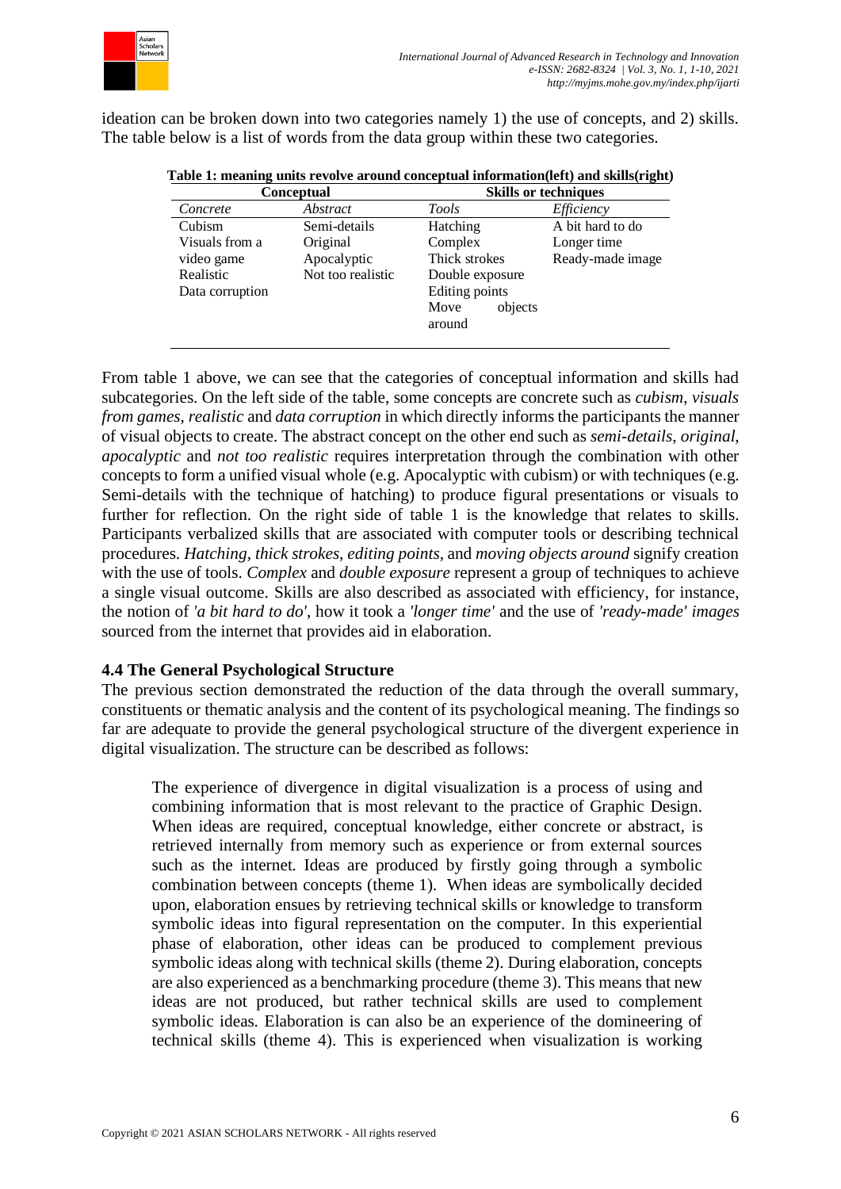ideation can be broken down into two categories namely 1) the use of concepts, and 2) skills. The table below is a list of words from the data group within these two categories.

**Table 1: meaning units revolve around conceptual information(left) and skills(right)**

| Conceptual | | Skills or techniques | |
|---|---|---|---|
| *Concrete* | *Abstract* | *Tools* | *Efficiency* |
| Cubism | Semi-details | Hatching | A bit hard to do |
| Visuals from a video game | Original | Complex | Longer time |
| Realistic | Apocalyptic | Thick strokes | Ready-made image |
| Data corruption | Not too realistic | Double exposure | |
| | | Editing points | |
| | | Move objects around | |

From table 1 above, we can see that the categories of conceptual information and skills had subcategories. On the left side of the table, some concepts are concrete such as *cubism*, *visuals from games*, *realistic* and *data corruption* in which directly informs the participants the manner of visual objects to create. The abstract concept on the other end such as *semi-details*, *original*, *apocalyptic* and *not too realistic* requires interpretation through the combination with other concepts to form a unified visual whole (e.g. Apocalyptic with cubism) or with techniques (e.g. Semi-details with the technique of hatching) to produce figural presentations or visuals to further for reflection. On the right side of table 1 is the knowledge that relates to skills. Participants verbalized skills that are associated with computer tools or describing technical procedures. *Hatching*, *thick strokes*, *editing points*, and *moving objects around* signify creation with the use of tools. *Complex* and *double exposure* represent a group of techniques to achieve a single visual outcome. Skills are also described as associated with efficiency, for instance, the notion of *'a bit hard to do'*, how it took a *'longer time'* and the use of *'ready-made' images* sourced from the internet that provides aid in elaboration.

### 4.4 The General Psychological Structure

The previous section demonstrated the reduction of the data through the overall summary, constituents or thematic analysis and the content of its psychological meaning. The findings so far are adequate to provide the general psychological structure of the divergent experience in digital visualization. The structure can be described as follows:

> The experience of divergence in digital visualization is a process of using and combining information that is most relevant to the practice of Graphic Design. When ideas are required, conceptual knowledge, either concrete or abstract, is retrieved internally from memory such as experience or from external sources such as the internet. Ideas are produced by firstly going through a symbolic combination between concepts (theme 1). When ideas are symbolically decided upon, elaboration ensues by retrieving technical skills or knowledge to transform symbolic ideas into figural representation on the computer. In this experiential phase of elaboration, other ideas can be produced to complement previous symbolic ideas along with technical skills (theme 2). During elaboration, concepts are also experienced as a benchmarking procedure (theme 3). This means that new ideas are not produced, but rather technical skills are used to complement symbolic ideas. Elaboration is can also be an experience of the domineering of technical skills (theme 4). This is experienced when visualization is working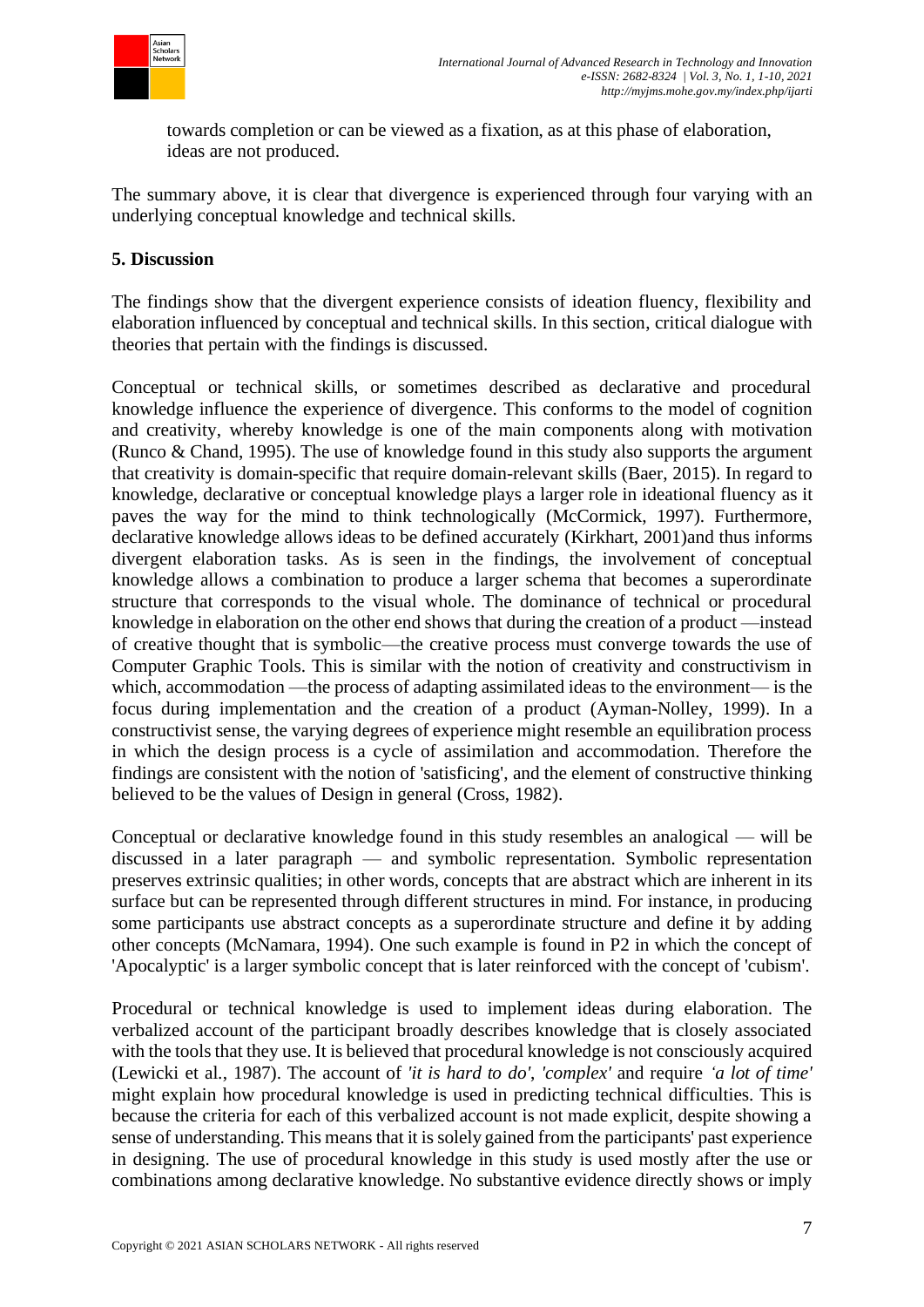towards completion or can be viewed as a fixation, as at this phase of elaboration, ideas are not produced.

The summary above, it is clear that divergence is experienced through four varying with an underlying conceptual knowledge and technical skills.

## 5. Discussion

The findings show that the divergent experience consists of ideation fluency, flexibility and elaboration influenced by conceptual and technical skills. In this section, critical dialogue with theories that pertain with the findings is discussed.

Conceptual or technical skills, or sometimes described as declarative and procedural knowledge influence the experience of divergence. This conforms to the model of cognition and creativity, whereby knowledge is one of the main components along with motivation (Runco & Chand, 1995). The use of knowledge found in this study also supports the argument that creativity is domain-specific that require domain-relevant skills (Baer, 2015). In regard to knowledge, declarative or conceptual knowledge plays a larger role in ideational fluency as it paves the way for the mind to think technologically (McCormick, 1997). Furthermore, declarative knowledge allows ideas to be defined accurately (Kirkhart, 2001)and thus informs divergent elaboration tasks. As is seen in the findings, the involvement of conceptual knowledge allows a combination to produce a larger schema that becomes a superordinate structure that corresponds to the visual whole. The dominance of technical or procedural knowledge in elaboration on the other end shows that during the creation of a product —instead of creative thought that is symbolic—the creative process must converge towards the use of Computer Graphic Tools. This is similar with the notion of creativity and constructivism in which, accommodation —the process of adapting assimilated ideas to the environment— is the focus during implementation and the creation of a product (Ayman-Nolley, 1999). In a constructivist sense, the varying degrees of experience might resemble an equilibration process in which the design process is a cycle of assimilation and accommodation. Therefore the findings are consistent with the notion of 'satisficing', and the element of constructive thinking believed to be the values of Design in general (Cross, 1982).

Conceptual or declarative knowledge found in this study resembles an analogical — will be discussed in a later paragraph — and symbolic representation. Symbolic representation preserves extrinsic qualities; in other words, concepts that are abstract which are inherent in its surface but can be represented through different structures in mind. For instance, in producing some participants use abstract concepts as a superordinate structure and define it by adding other concepts (McNamara, 1994). One such example is found in P2 in which the concept of 'Apocalyptic' is a larger symbolic concept that is later reinforced with the concept of 'cubism'.

Procedural or technical knowledge is used to implement ideas during elaboration. The verbalized account of the participant broadly describes knowledge that is closely associated with the tools that they use. It is believed that procedural knowledge is not consciously acquired (Lewicki et al., 1987). The account of *'it is hard to do'*, *'complex'* and require *'a lot of time'* might explain how procedural knowledge is used in predicting technical difficulties. This is because the criteria for each of this verbalized account is not made explicit, despite showing a sense of understanding. This means that it is solely gained from the participants' past experience in designing. The use of procedural knowledge in this study is used mostly after the use or combinations among declarative knowledge. No substantive evidence directly shows or imply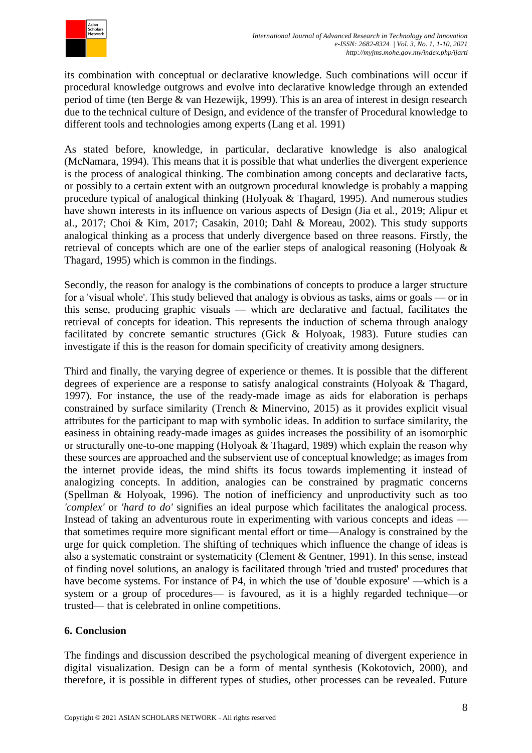its combination with conceptual or declarative knowledge. Such combinations will occur if procedural knowledge outgrows and evolve into declarative knowledge through an extended period of time (ten Berge & van Hezewijk, 1999). This is an area of interest in design research due to the technical culture of Design, and evidence of the transfer of Procedural knowledge to different tools and technologies among experts (Lang et al. 1991)

As stated before, knowledge, in particular, declarative knowledge is also analogical (McNamara, 1994). This means that it is possible that what underlies the divergent experience is the process of analogical thinking. The combination among concepts and declarative facts, or possibly to a certain extent with an outgrown procedural knowledge is probably a mapping procedure typical of analogical thinking (Holyoak & Thagard, 1995). And numerous studies have shown interests in its influence on various aspects of Design (Jia et al., 2019; Alipur et al., 2017; Choi & Kim, 2017; Casakin, 2010; Dahl & Moreau, 2002). This study supports analogical thinking as a process that underly divergence based on three reasons. Firstly, the retrieval of concepts which are one of the earlier steps of analogical reasoning (Holyoak & Thagard, 1995) which is common in the findings.

Secondly, the reason for analogy is the combinations of concepts to produce a larger structure for a 'visual whole'. This study believed that analogy is obvious as tasks, aims or goals — or in this sense, producing graphic visuals — which are declarative and factual, facilitates the retrieval of concepts for ideation. This represents the induction of schema through analogy facilitated by concrete semantic structures (Gick & Holyoak, 1983). Future studies can investigate if this is the reason for domain specificity of creativity among designers.

Third and finally, the varying degree of experience or themes. It is possible that the different degrees of experience are a response to satisfy analogical constraints (Holyoak & Thagard, 1997). For instance, the use of the ready-made image as aids for elaboration is perhaps constrained by surface similarity (Trench & Minervino, 2015) as it provides explicit visual attributes for the participant to map with symbolic ideas. In addition to surface similarity, the easiness in obtaining ready-made images as guides increases the possibility of an isomorphic or structurally one-to-one mapping (Holyoak & Thagard, 1989) which explain the reason why these sources are approached and the subservient use of conceptual knowledge; as images from the internet provide ideas, the mind shifts its focus towards implementing it instead of analogizing concepts. In addition, analogies can be constrained by pragmatic concerns (Spellman & Holyoak, 1996). The notion of inefficiency and unproductivity such as too *'complex'* or *'hard to do'* signifies an ideal purpose which facilitates the analogical process. Instead of taking an adventurous route in experimenting with various concepts and ideas — that sometimes require more significant mental effort or time—Analogy is constrained by the urge for quick completion. The shifting of techniques which influence the change of ideas is also a systematic constraint or systematicity (Clement & Gentner, 1991). In this sense, instead of finding novel solutions, an analogy is facilitated through 'tried and trusted' procedures that have become systems. For instance of P4, in which the use of 'double exposure' —which is a system or a group of procedures— is favoured, as it is a highly regarded technique—or trusted— that is celebrated in online competitions.

## 6. Conclusion

The findings and discussion described the psychological meaning of divergent experience in digital visualization. Design can be a form of mental synthesis (Kokotovich, 2000), and therefore, it is possible in different types of studies, other processes can be revealed. Future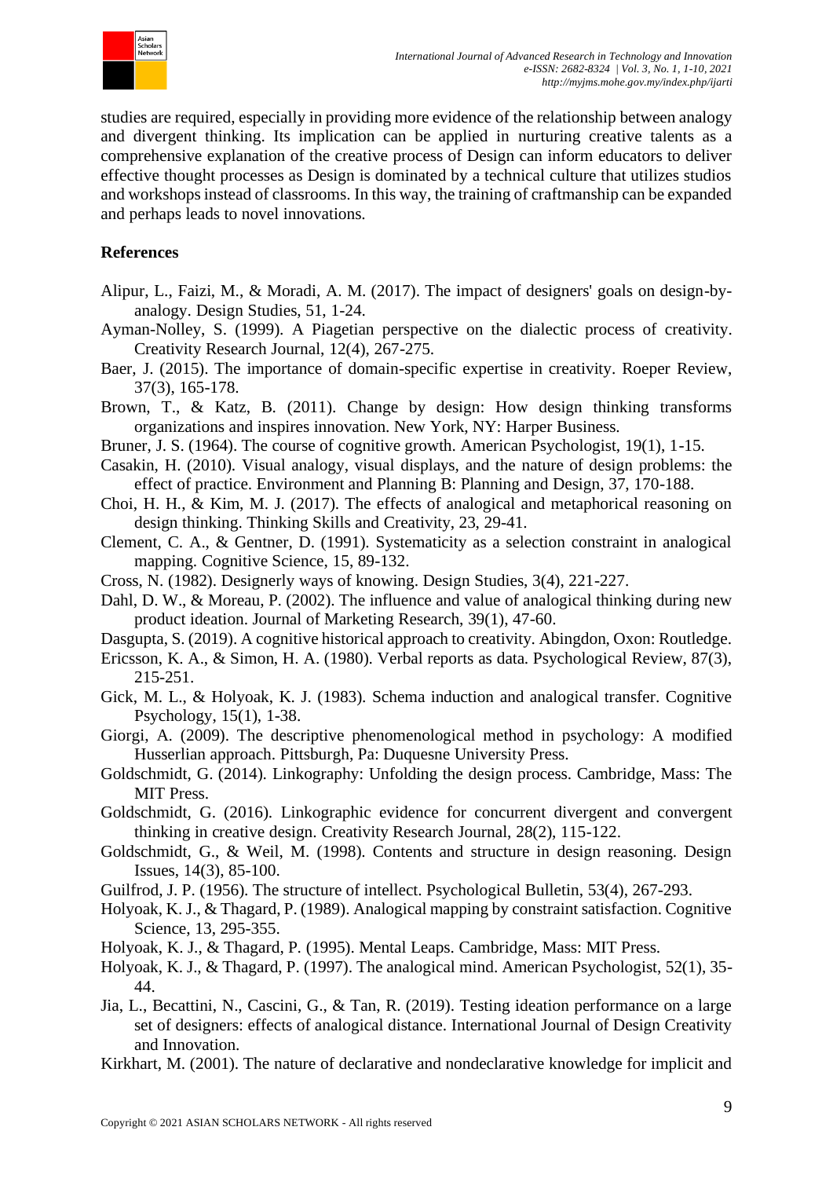studies are required, especially in providing more evidence of the relationship between analogy and divergent thinking. Its implication can be applied in nurturing creative talents as a comprehensive explanation of the creative process of Design can inform educators to deliver effective thought processes as Design is dominated by a technical culture that utilizes studios and workshops instead of classrooms. In this way, the training of craftmanship can be expanded and perhaps leads to novel innovations.

## References

Alipur, L., Faizi, M., & Moradi, A. M. (2017). The impact of designers' goals on design-by-analogy. Design Studies, 51, 1-24.

Ayman-Nolley, S. (1999). A Piagetian perspective on the dialectic process of creativity. Creativity Research Journal, 12(4), 267-275.

Baer, J. (2015). The importance of domain-specific expertise in creativity. Roeper Review, 37(3), 165-178.

Brown, T., & Katz, B. (2011). Change by design: How design thinking transforms organizations and inspires innovation. New York, NY: Harper Business.

Bruner, J. S. (1964). The course of cognitive growth. American Psychologist, 19(1), 1-15.

Casakin, H. (2010). Visual analogy, visual displays, and the nature of design problems: the effect of practice. Environment and Planning B: Planning and Design, 37, 170-188.

Choi, H. H., & Kim, M. J. (2017). The effects of analogical and metaphorical reasoning on design thinking. Thinking Skills and Creativity, 23, 29-41.

Clement, C. A., & Gentner, D. (1991). Systematicity as a selection constraint in analogical mapping. Cognitive Science, 15, 89-132.

Cross, N. (1982). Designerly ways of knowing. Design Studies, 3(4), 221-227.

Dahl, D. W., & Moreau, P. (2002). The influence and value of analogical thinking during new product ideation. Journal of Marketing Research, 39(1), 47-60.

Dasgupta, S. (2019). A cognitive historical approach to creativity. Abingdon, Oxon: Routledge.

Ericsson, K. A., & Simon, H. A. (1980). Verbal reports as data. Psychological Review, 87(3), 215-251.

Gick, M. L., & Holyoak, K. J. (1983). Schema induction and analogical transfer. Cognitive Psychology, 15(1), 1-38.

Giorgi, A. (2009). The descriptive phenomenological method in psychology: A modified Husserlian approach. Pittsburgh, Pa: Duquesne University Press.

Goldschmidt, G. (2014). Linkography: Unfolding the design process. Cambridge, Mass: The MIT Press.

Goldschmidt, G. (2016). Linkographic evidence for concurrent divergent and convergent thinking in creative design. Creativity Research Journal, 28(2), 115-122.

Goldschmidt, G., & Weil, M. (1998). Contents and structure in design reasoning. Design Issues, 14(3), 85-100.

Guilfrod, J. P. (1956). The structure of intellect. Psychological Bulletin, 53(4), 267-293.

Holyoak, K. J., & Thagard, P. (1989). Analogical mapping by constraint satisfaction. Cognitive Science, 13, 295-355.

Holyoak, K. J., & Thagard, P. (1995). Mental Leaps. Cambridge, Mass: MIT Press.

Holyoak, K. J., & Thagard, P. (1997). The analogical mind. American Psychologist, 52(1), 35-44.

Jia, L., Becattini, N., Cascini, G., & Tan, R. (2019). Testing ideation performance on a large set of designers: effects of analogical distance. International Journal of Design Creativity and Innovation.

Kirkhart, M. (2001). The nature of declarative and nondeclarative knowledge for implicit and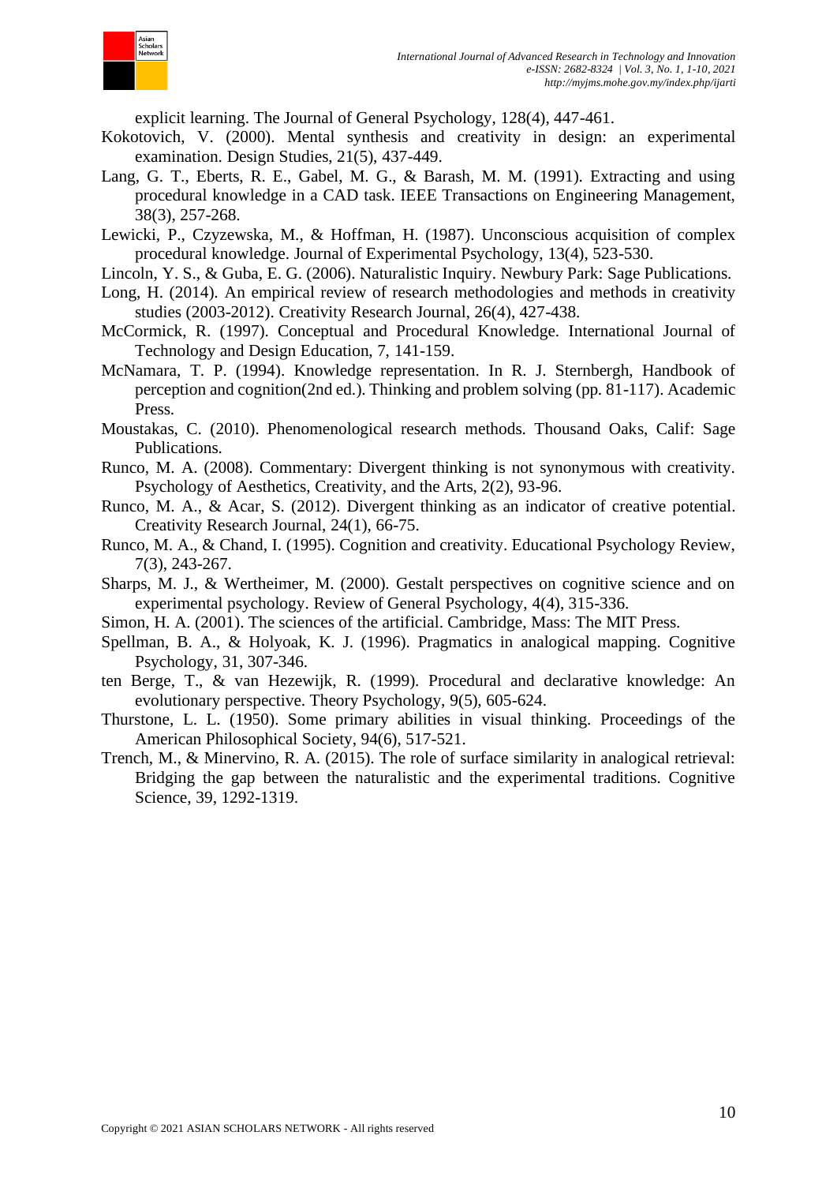explicit learning. The Journal of General Psychology, 128(4), 447-461.

Kokotovich, V. (2000). Mental synthesis and creativity in design: an experimental examination. Design Studies, 21(5), 437-449.

Lang, G. T., Eberts, R. E., Gabel, M. G., & Barash, M. M. (1991). Extracting and using procedural knowledge in a CAD task. IEEE Transactions on Engineering Management, 38(3), 257-268.

Lewicki, P., Czyzewska, M., & Hoffman, H. (1987). Unconscious acquisition of complex procedural knowledge. Journal of Experimental Psychology, 13(4), 523-530.

Lincoln, Y. S., & Guba, E. G. (2006). Naturalistic Inquiry. Newbury Park: Sage Publications.

Long, H. (2014). An empirical review of research methodologies and methods in creativity studies (2003-2012). Creativity Research Journal, 26(4), 427-438.

McCormick, R. (1997). Conceptual and Procedural Knowledge. International Journal of Technology and Design Education, 7, 141-159.

McNamara, T. P. (1994). Knowledge representation. In R. J. Sternbergh, Handbook of perception and cognition(2nd ed.). Thinking and problem solving (pp. 81-117). Academic Press.

Moustakas, C. (2010). Phenomenological research methods. Thousand Oaks, Calif: Sage Publications.

Runco, M. A. (2008). Commentary: Divergent thinking is not synonymous with creativity. Psychology of Aesthetics, Creativity, and the Arts, 2(2), 93-96.

Runco, M. A., & Acar, S. (2012). Divergent thinking as an indicator of creative potential. Creativity Research Journal, 24(1), 66-75.

Runco, M. A., & Chand, I. (1995). Cognition and creativity. Educational Psychology Review, 7(3), 243-267.

Sharps, M. J., & Wertheimer, M. (2000). Gestalt perspectives on cognitive science and on experimental psychology. Review of General Psychology, 4(4), 315-336.

Simon, H. A. (2001). The sciences of the artificial. Cambridge, Mass: The MIT Press.

Spellman, B. A., & Holyoak, K. J. (1996). Pragmatics in analogical mapping. Cognitive Psychology, 31, 307-346.

ten Berge, T., & van Hezewijk, R. (1999). Procedural and declarative knowledge: An evolutionary perspective. Theory Psychology, 9(5), 605-624.

Thurstone, L. L. (1950). Some primary abilities in visual thinking. Proceedings of the American Philosophical Society, 94(6), 517-521.

Trench, M., & Minervino, R. A. (2015). The role of surface similarity in analogical retrieval: Bridging the gap between the naturalistic and the experimental traditions. Cognitive Science, 39, 1292-1319.